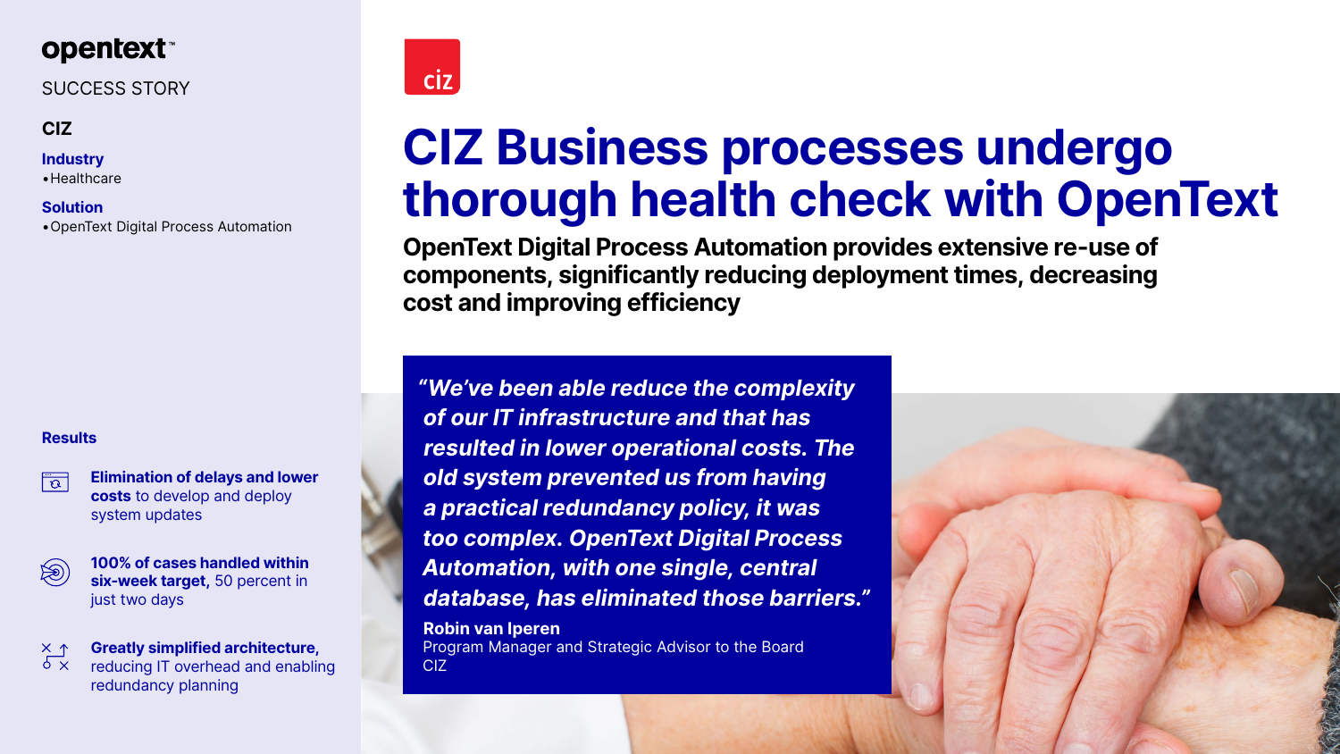opentext™

SUCCESS STORY

**CIZ**

**Industry**

- Healthcare

**Solution**

- OpenText Digital Process Automation

# CIZ Business processes undergo thorough health check with OpenText

## OpenText Digital Process Automation provides extensive re-use of components, significantly reducing deployment times, decreasing cost and improving efficiency

***"We've been able reduce the complexity of our IT infrastructure and that has resulted in lower operational costs. The old system prevented us from having a practical redundancy policy, it was too complex. OpenText Digital Process Automation, with one single, central database, has eliminated those barriers."***

**Robin van Iperen**
Program Manager and Strategic Advisor to the Board
CIZ

**Results**

- **Elimination of delays and lower costs** to develop and deploy system updates
- **100% of cases handled within six-week target,** 50 percent in just two days
- **Greatly simplified architecture,** reducing IT overhead and enabling redundancy planning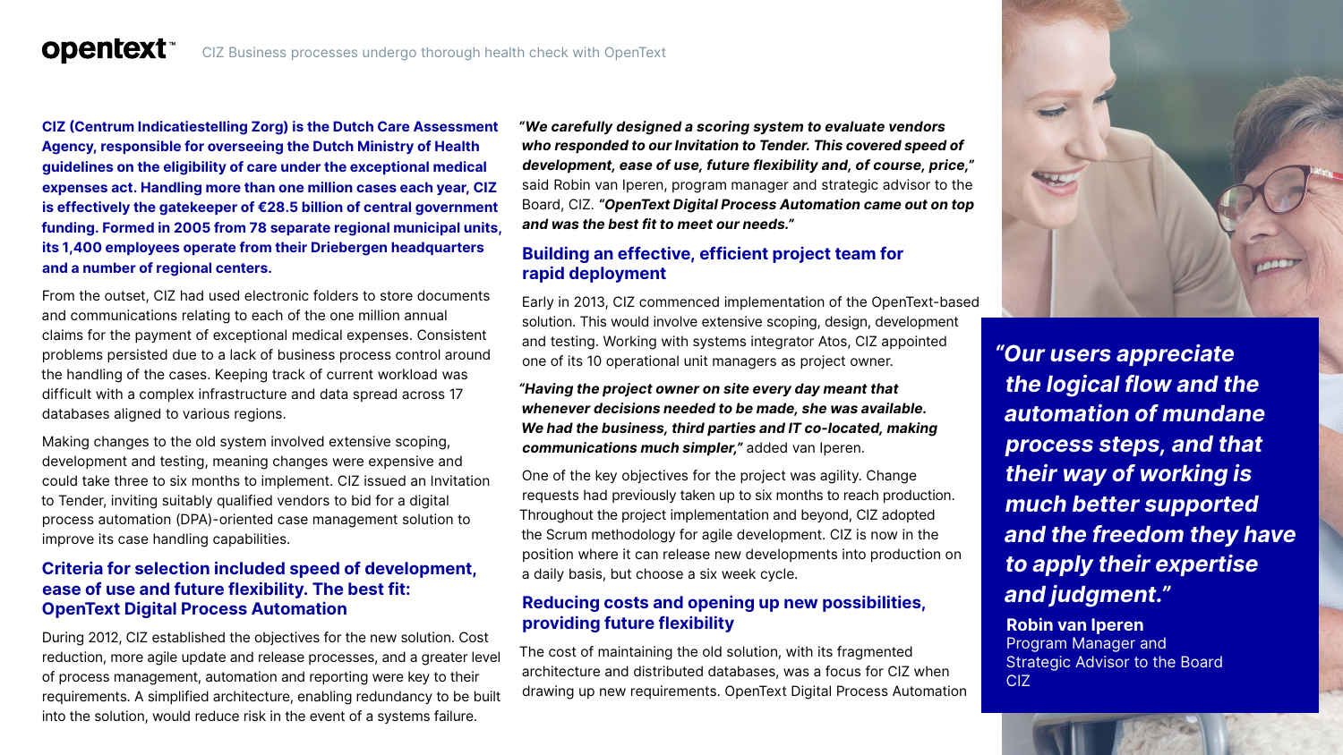**CIZ (Centrum Indicatiestelling Zorg) is the Dutch Care Assessment Agency, responsible for overseeing the Dutch Ministry of Health guidelines on the eligibility of care under the exceptional medical expenses act. Handling more than one million cases each year, CIZ is effectively the gatekeeper of €28.5 billion of central government funding. Formed in 2005 from 78 separate regional municipal units, its 1,400 employees operate from their Driebergen headquarters and a number of regional centers.**

From the outset, CIZ had used electronic folders to store documents and communications relating to each of the one million annual claims for the payment of exceptional medical expenses. Consistent problems persisted due to a lack of business process control around the handling of the cases. Keeping track of current workload was difficult with a complex infrastructure and data spread across 17 databases aligned to various regions.

Making changes to the old system involved extensive scoping, development and testing, meaning changes were expensive and could take three to six months to implement. CIZ issued an Invitation to Tender, inviting suitably qualified vendors to bid for a digital process automation (DPA)-oriented case management solution to improve its case handling capabilities.

## Criteria for selection included speed of development, ease of use and future flexibility. The best fit: OpenText Digital Process Automation

During 2012, CIZ established the objectives for the new solution. Cost reduction, more agile update and release processes, and a greater level of process management, automation and reporting were key to their requirements. A simplified architecture, enabling redundancy to be built into the solution, would reduce risk in the event of a systems failure.

***"We carefully designed a scoring system to evaluate vendors who responded to our Invitation to Tender. This covered speed of development, ease of use, future flexibility and, of course, price,"*** said Robin van Iperen, program manager and strategic advisor to the Board, CIZ. ***"OpenText Digital Process Automation came out on top and was the best fit to meet our needs."***

## Building an effective, efficient project team for rapid deployment

Early in 2013, CIZ commenced implementation of the OpenText-based solution. This would involve extensive scoping, design, development and testing. Working with systems integrator Atos, CIZ appointed one of its 10 operational unit managers as project owner.

***"Having the project owner on site every day meant that whenever decisions needed to be made, she was available. We had the business, third parties and IT co-located, making communications much simpler,"*** added van Iperen.

One of the key objectives for the project was agility. Change requests had previously taken up to six months to reach production. Throughout the project implementation and beyond, CIZ adopted the Scrum methodology for agile development. CIZ is now in the position where it can release new developments into production on a daily basis, but choose a six week cycle.

## Reducing costs and opening up new possibilities, providing future flexibility

The cost of maintaining the old solution, with its fragmented architecture and distributed databases, was a focus for CIZ when drawing up new requirements. OpenText Digital Process Automation

***"Our users appreciate the logical flow and the automation of mundane process steps, and that their way of working is much better supported and the freedom they have to apply their expertise and judgment."***

**Robin van Iperen**
Program Manager and Strategic Advisor to the Board
CIZ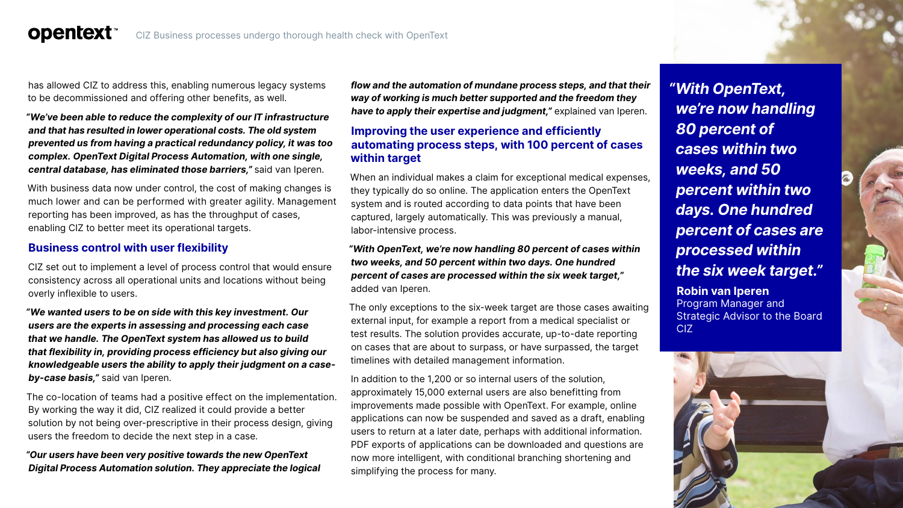has allowed CIZ to address this, enabling numerous legacy systems to be decommissioned and offering other benefits, as well.

***"We've been able to reduce the complexity of our IT infrastructure and that has resulted in lower operational costs. The old system prevented us from having a practical redundancy policy, it was too complex. OpenText Digital Process Automation, with one single, central database, has eliminated those barriers,"*** said van Iperen.

With business data now under control, the cost of making changes is much lower and can be performed with greater agility. Management reporting has been improved, as has the throughput of cases, enabling CIZ to better meet its operational targets.

## Business control with user flexibility

CIZ set out to implement a level of process control that would ensure consistency across all operational units and locations without being overly inflexible to users.

***"We wanted users to be on side with this key investment. Our users are the experts in assessing and processing each case that we handle. The OpenText system has allowed us to build that flexibility in, providing process efficiency but also giving our knowledgeable users the ability to apply their judgment on a case-by-case basis,"*** said van Iperen.

The co-location of teams had a positive effect on the implementation. By working the way it did, CIZ realized it could provide a better solution by not being over-prescriptive in their process design, giving users the freedom to decide the next step in a case.

***"Our users have been very positive towards the new OpenText Digital Process Automation solution. They appreciate the logical flow and the automation of mundane process steps, and that their way of working is much better supported and the freedom they have to apply their expertise and judgment,"*** explained van Iperen.

## Improving the user experience and efficiently automating process steps, with 100 percent of cases within target

When an individual makes a claim for exceptional medical expenses, they typically do so online. The application enters the OpenText system and is routed according to data points that have been captured, largely automatically. This was previously a manual, labor-intensive process.

***"With OpenText, we're now handling 80 percent of cases within two weeks, and 50 percent within two days. One hundred percent of cases are processed within the six week target,"*** added van Iperen.

The only exceptions to the six-week target are those cases awaiting external input, for example a report from a medical specialist or test results. The solution provides accurate, up-to-date reporting on cases that are about to surpass, or have surpassed, the target timelines with detailed management information.

In addition to the 1,200 or so internal users of the solution, approximately 15,000 external users are also benefitting from improvements made possible with OpenText. For example, online applications can now be suspended and saved as a draft, enabling users to return at a later date, perhaps with additional information. PDF exports of applications can be downloaded and questions are now more intelligent, with conditional branching shortening and simplifying the process for many.

> ***"With OpenText, we're now handling 80 percent of cases within two weeks, and 50 percent within two days. One hundred percent of cases are processed within the six week target."***
>
> **Robin van Iperen**
> Program Manager and Strategic Advisor to the Board
> CIZ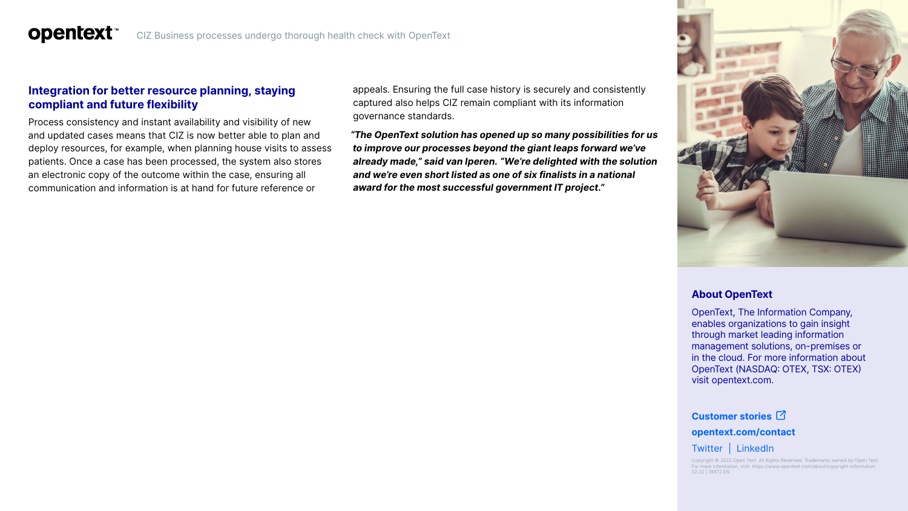## Integration for better resource planning, staying compliant and future flexibility

Process consistency and instant availability and visibility of new and updated cases means that CIZ is now better able to plan and deploy resources, for example, when planning house visits to assess patients. Once a case has been processed, the system also stores an electronic copy of the outcome within the case, ensuring all communication and information is at hand for future reference or appeals. Ensuring the full case history is securely and consistently captured also helps CIZ remain compliant with its information governance standards.

***"The OpenText solution has opened up so many possibilities for us to improve our processes beyond the giant leaps forward we've already made," said van Iperen. "We're delighted with the solution and we're even short listed as one of six finalists in a national award for the most successful government IT project."***

### About OpenText

OpenText, The Information Company, enables organizations to gain insight through market leading information management solutions, on-premises or in the cloud. For more information about OpenText (NASDAQ: OTEX, TSX: OTEX) visit opentext.com.

**Customer stories**

**opentext.com/contact**

Twitter | LinkedIn

Copyright © 2022 Open Text. All Rights Reserved. Trademarks owned by Open Text. For more information, visit: https://www.opentext.com/about/copyright-information 02.22 | 19872.EN